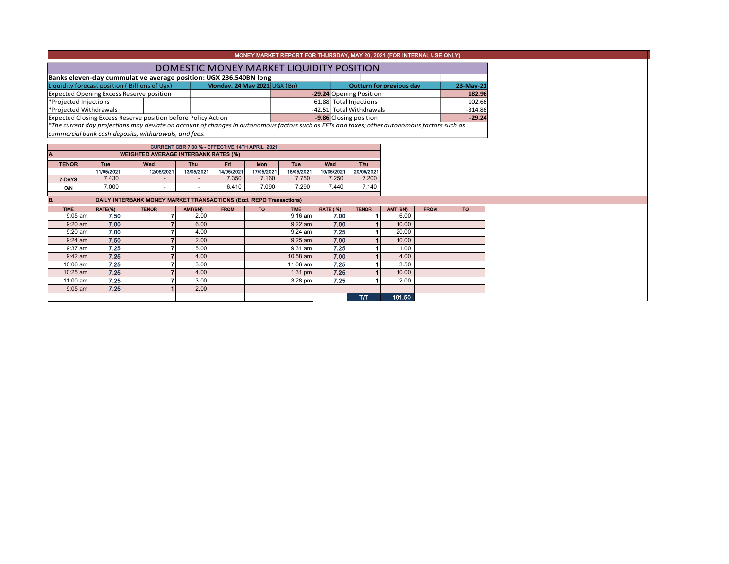MONEY MARKET REPORT FOR THURSDAY, MAY 20, 2021 (FOR INTERNAL USE ONLY)

# DOMESTIC MONEY MARKET LIQUIDITY POSITION

**Banks eleven-day cummulative average position: UGX 236.540BN long**

| Liquidity forecast position ( Billions of Ugx) | Monday, 24 May 2021 UGX (Bn) | Outturn for previous day | 23-May-21 |
|---|---|---|---|
| Expected Opening Excess Reserve position | -29.24 | Opening Position | 182.96 |
| *Projected Injections | 61.88 | Total Injections | 102.66 |
| *Projected Withdrawals | -42.51 | Total Withdrawals | -314.86 |
| Expected Closing Excess Reserve position before Policy Action | -9.86 | Closing position | -29.24 |

*\*The current day projections may deviate on account of changes in autonomous factors such as EFTs and taxes; other autonomous factors such as commercial bank cash deposits, withdrawals, and fees.*

CURRENT CBR 7.00 % - EFFECTIVE 14TH APRIL 2021

## A. WEIGHTED AVERAGE INTERBANK RATES (%)

| TENOR | Tue 11/05/2021 | Wed 12/05/2021 | Thu 13/05/2021 | Fri 14/05/2021 | Mon 17/05/2021 | Tue 18/05/2021 | Wed 19/05/2021 | Thu 20/05/2021 |
|---|---|---|---|---|---|---|---|---|
| 7-DAYS | 7.430 | - | - | 7.350 | 7.160 | 7.750 | 7.250 | 7.200 |
| O/N | 7.000 | - | - | 6.410 | 7.090 | 7.290 | 7.440 | 7.140 |

## B. DAILY INTERBANK MONEY MARKET TRANSACTIONS (Excl. REPO Transactions)

| TIME | RATE(%) | TENOR | AMT(BN) | FROM | TO | TIME | RATE ( %) | TENOR | AMT (BN) | FROM | TO |
|---|---|---|---|---|---|---|---|---|---|---|---|
| 9:05 am | 7.50 | 7 | 2.00 | | | 9:16 am | 7.00 | 1 | 6.00 | | |
| 9:20 am | 7.00 | 7 | 6.00 | | | 9:22 am | 7.00 | 1 | 10.00 | | |
| 9:20 am | 7.00 | 7 | 4.00 | | | 9:24 am | 7.25 | 1 | 20.00 | | |
| 9:24 am | 7.50 | 7 | 2.00 | | | 9:25 am | 7.00 | 1 | 10.00 | | |
| 9:37 am | 7.25 | 7 | 5.00 | | | 9:31 am | 7.25 | 1 | 1.00 | | |
| 9:42 am | 7.25 | 7 | 4.00 | | | 10:58 am | 7.00 | 1 | 4.00 | | |
| 10:06 am | 7.25 | 7 | 3.00 | | | 11:06 am | 7.25 | 1 | 3.50 | | |
| 10:25 am | 7.25 | 7 | 4.00 | | | 1:31 pm | 7.25 | 1 | 10.00 | | |
| 11:00 am | 7.25 | 7 | 3.00 | | | 3:28 pm | 7.25 | 1 | 2.00 | | |
| 9:05 am | 7.25 | 1 | 2.00 | | | | | | | | |
| | | | | | | | | T/T | 101.50 | | |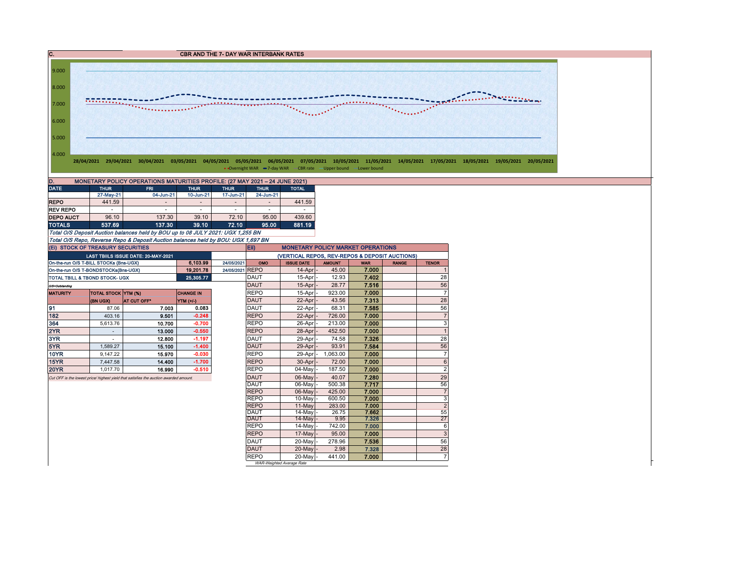## C. CBR AND THE 7- DAY WAR INTERBANK RATES

9.000
8.000
7.000
6.000
5.000
4.000

28/04/2021 29/04/2021 30/04/2021 03/05/2021 04/05/2021 05/05/2021 06/05/2021 07/05/2021 10/05/2021 11/05/2021 14/05/2021 17/05/2021 18/05/2021 19/05/2021 20/05/2021

Overnight WAR — 7-day WAR — CBR rate — Upper bound — Lower bound

## D. MONETARY POLICY OPERATIONS MATURITIES PROFILE: (27 MAY 2021 – 24 JUNE 2021)

| DATE | THUR | FRI | THUR | THUR | THUR | TOTAL |
|---|---|---|---|---|---|---|
| | 27-May-21 | 04-Jun-21 | 10-Jun-21 | 17-Jun-21 | 24-Jun-21 | |
| REPO | 441.59 | - | - | - | - | 441.59 |
| REV REPO | - | - | - | - | - | - |
| DEPO AUCT | 96.10 | 137.30 | 39.10 | 72.10 | 95.00 | 439.60 |
| TOTALS | 537.69 | 137.30 | 39.10 | 72.10 | 95.00 | 881.19 |

*Total O/S Deposit Auction balances held by BOU up to 08 JULY 2021: UGX 1,255 BN*

*Total O/S Repo, Reverse Repo & Deposit Auction balances held by BOU: UGX 1,697 BN*

## (Ei) STOCK OF TREASURY SECURITIES

| LAST TBIILS ISSUE DATE: 20-MAY-2021 | | |
|---|---|---|
| On-the-run O/S T-BILL STOCKs (Bns-UGX) | 6,103.99 | 24/05/2021 |
| On-the-run O/S T-BONDSTOCKs(Bns-UGX) | 19,201.78 | 24/05/2021 |
| TOTAL TBILL & TBOND STOCK- UGX | 25,305.77 | |

O/S=Outstanding

| MATURITY | TOTAL STOCK (BN UGX) | YTM (%) AT CUT OFF* | CHANGE IN YTM (+/-) |
|---|---|---|---|
| 91 | 87.06 | 7.003 | 0.083 |
| 182 | 403.16 | 9.501 | -0.248 |
| 364 | 5,613.76 | 10.700 | -0.700 |
| 2YR | - | 13.000 | -0.550 |
| 3YR | - | 12.800 | -1.197 |
| 5YR | 1,589.27 | 15.100 | -1.400 |
| 10YR | 9,147.22 | 15.970 | -0.030 |
| 15YR | 7,447.58 | 14.400 | -1.700 |
| 20YR | 1,017.70 | 16.990 | -0.510 |

Cut OFF is the lowest price/ highest yield that satisfies the auction awarded amount.

## Eii) MONETARY POLICY MARKET OPERATIONS

(VERTICAL REPOS, REV-REPOS & DEPOSIT AUCTIONS)

| OMO | ISSUE DATE | AMOUNT | WAR | RANGE | TENOR |
|---|---|---|---|---|---|
| REPO | 14-Apr | 45.00 | 7.000 | | 1 |
| DAUT | 15-Apr | 12.93 | 7.402 | | 28 |
| DAUT | 15-Apr | 28.77 | 7.516 | | 56 |
| REPO | 15-Apr | 923.00 | 7.000 | | 7 |
| DAUT | 22-Apr | 43.56 | 7.313 | | 28 |
| DAUT | 22-Apr | 68.31 | 7.585 | | 56 |
| REPO | 22-Apr | 726.00 | 7.000 | | 7 |
| REPO | 26-Apr | 213.00 | 7.000 | | 3 |
| REPO | 28-Apr | 452.50 | 7.000 | | 1 |
| DAUT | 29-Apr | 74.58 | 7.326 | | 28 |
| DAUT | 29-Apr | 93.91 | 7.584 | | 56 |
| REPO | 29-Apr | 1,063.00 | 7.000 | | 7 |
| REPO | 30-Apr | 72.00 | 7.000 | | 6 |
| REPO | 04-May | 187.50 | 7.000 | | 2 |
| DAUT | 06-May | 40.07 | 7.280 | | 29 |
| DAUT | 06-May | 500.38 | 7.717 | | 56 |
| REPO | 06-May | 425.00 | 7.000 | | 7 |
| REPO | 10-May | 600.50 | 7.000 | | 3 |
| REPO | 11-May | 283.00 | 7.000 | | 2 |
| DAUT | 14-May | 26.75 | 7.662 | | 55 |
| DAUT | 14-May | 9.95 | 7.326 | | 27 |
| REPO | 14-May | 742.00 | 7.000 | | 6 |
| REPO | 17-May | 95.00 | 7.000 | | 3 |
| DAUT | 20-May | 278.96 | 7.536 | | 56 |
| DAUT | 20-May | 2.98 | 7.328 | | 28 |
| REPO | 20-May | 441.00 | 7.000 | | 7 |

WAR-Weighted Average Rate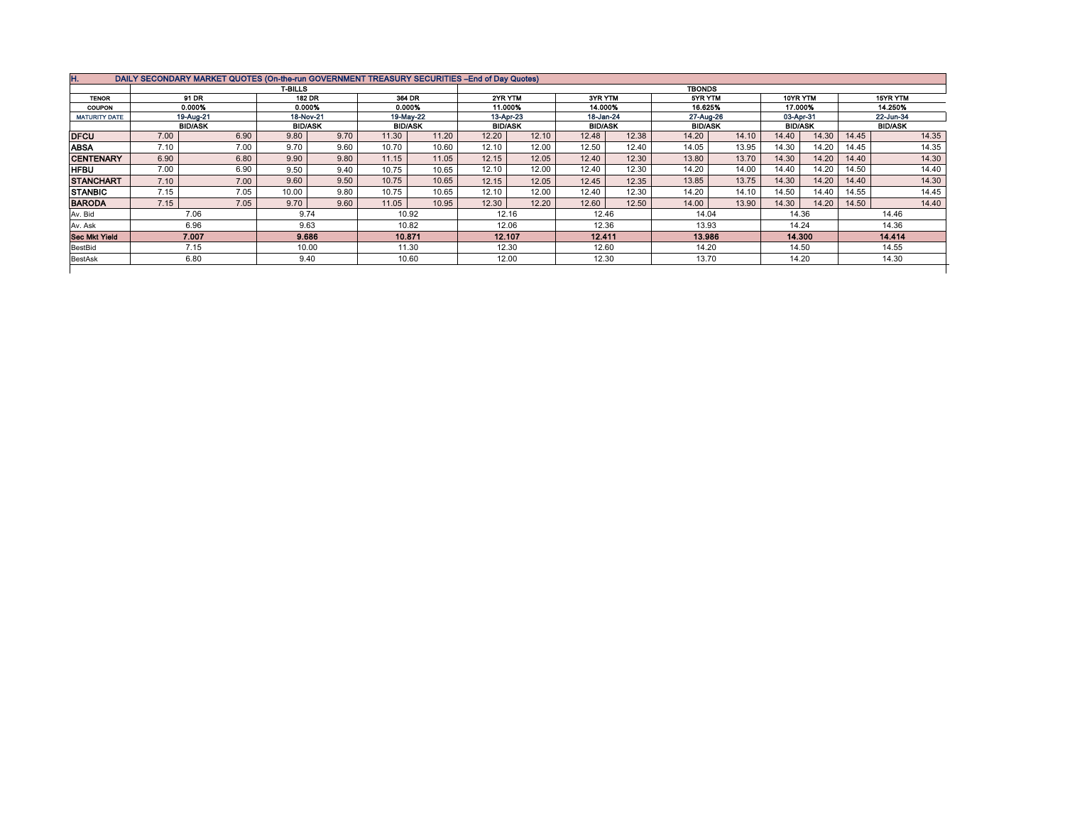| H. DAILY SECONDARY MARKET QUOTES (On-the-run GOVERNMENT TREASURY SECURITIES –End of Day Quotes) | | | | | | | | | | | | | | | | |
|---|---|---|---|---|---|---|---|---|---|---|---|---|---|---|---|---|
| | T-BILLS | | | | | | TBONDS | | | | | | | | | |
| TENOR | 91 DR | | 182 DR | | 364 DR | | 2YR YTM | | 3YR YTM | | 5YR YTM | | 10YR YTM | | 15YR YTM | |
| COUPON | 0.000% | | 0.000% | | 0.000% | | 11.000% | | 14.000% | | 16.625% | | 17.000% | | 14.250% | |
| MATURITY DATE | 19-Aug-21 | | 18-Nov-21 | | 19-May-22 | | 13-Apr-23 | | 18-Jan-24 | | 27-Aug-26 | | 03-Apr-31 | | 22-Jun-34 | |
| | BID/ASK | | BID/ASK | | BID/ASK | | BID/ASK | | BID/ASK | | BID/ASK | | BID/ASK | | BID/ASK | |
| **DFCU** | 7.00 | 6.90 | 9.80 | 9.70 | 11.30 | 11.20 | 12.20 | 12.10 | 12.48 | 12.38 | 14.20 | 14.10 | 14.40 | 14.30 | 14.45 | 14.35 |
| **ABSA** | 7.10 | 7.00 | 9.70 | 9.60 | 10.70 | 10.60 | 12.10 | 12.00 | 12.50 | 12.40 | 14.05 | 13.95 | 14.30 | 14.20 | 14.45 | 14.35 |
| **CENTENARY** | 6.90 | 6.80 | 9.90 | 9.80 | 11.15 | 11.05 | 12.15 | 12.05 | 12.40 | 12.30 | 13.80 | 13.70 | 14.30 | 14.20 | 14.40 | 14.30 |
| **HFBU** | 7.00 | 6.90 | 9.50 | 9.40 | 10.75 | 10.65 | 12.10 | 12.00 | 12.40 | 12.30 | 14.20 | 14.00 | 14.40 | 14.20 | 14.50 | 14.40 |
| **STANCHART** | 7.10 | 7.00 | 9.60 | 9.50 | 10.75 | 10.65 | 12.15 | 12.05 | 12.45 | 12.35 | 13.85 | 13.75 | 14.30 | 14.20 | 14.40 | 14.30 |
| **STANBIC** | 7.15 | 7.05 | 10.00 | 9.80 | 10.75 | 10.65 | 12.10 | 12.00 | 12.40 | 12.30 | 14.20 | 14.10 | 14.50 | 14.40 | 14.55 | 14.45 |
| **BARODA** | 7.15 | 7.05 | 9.70 | 9.60 | 11.05 | 10.95 | 12.30 | 12.20 | 12.60 | 12.50 | 14.00 | 13.90 | 14.30 | 14.20 | 14.50 | 14.40 |
| Av. Bid | 7.06 | | 9.74 | | 10.92 | | 12.16 | | 12.46 | | 14.04 | | 14.36 | | 14.46 | |
| Av. Ask | 6.96 | | 9.63 | | 10.82 | | 12.06 | | 12.36 | | 13.93 | | 14.24 | | 14.36 | |
| **Sec Mkt Yield** | **7.007** | | **9.686** | | **10.871** | | **12.107** | | **12.411** | | **13.986** | | **14.300** | | **14.414** | |
| BestBid | 7.15 | | 10.00 | | 11.30 | | 12.30 | | 12.60 | | 14.20 | | 14.50 | | 14.55 | |
| BestAsk | 6.80 | | 9.40 | | 10.60 | | 12.00 | | 12.30 | | 13.70 | | 14.20 | | 14.30 | |